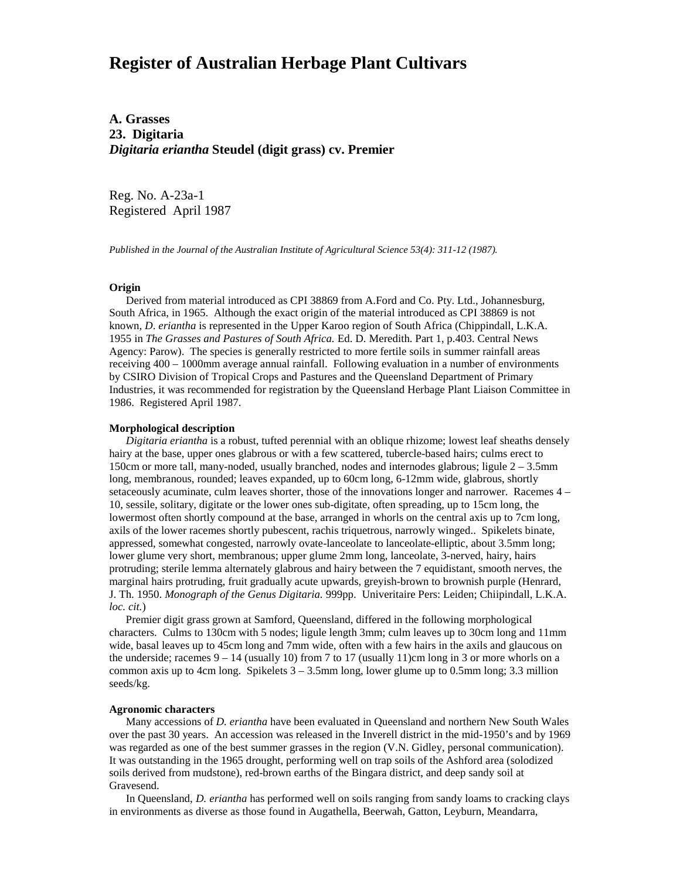# Register of Australian Herbage Plant Cultivars

**A. Grasses**
**23. Digitaria**
***Digitaria eriantha*** **Steudel (digit grass) cv. Premier**

Reg. No. A-23a-1
Registered April 1987

*Published in the Journal of the Australian Institute of Agricultural Science 53(4): 311-12 (1987).*

**Origin**

Derived from material introduced as CPI 38869 from A.Ford and Co. Pty. Ltd., Johannesburg, South Africa, in 1965. Although the exact origin of the material introduced as CPI 38869 is not known, *D. eriantha* is represented in the Upper Karoo region of South Africa (Chippindall, L.K.A. 1955 in *The Grasses and Pastures of South Africa.* Ed. D. Meredith. Part 1, p.403. Central News Agency: Parow). The species is generally restricted to more fertile soils in summer rainfall areas receiving 400 – 1000mm average annual rainfall. Following evaluation in a number of environments by CSIRO Division of Tropical Crops and Pastures and the Queensland Department of Primary Industries, it was recommended for registration by the Queensland Herbage Plant Liaison Committee in 1986. Registered April 1987.

**Morphological description**

*Digitaria eriantha* is a robust, tufted perennial with an oblique rhizome; lowest leaf sheaths densely hairy at the base, upper ones glabrous or with a few scattered, tubercle-based hairs; culms erect to 150cm or more tall, many-noded, usually branched, nodes and internodes glabrous; ligule 2 – 3.5mm long, membranous, rounded; leaves expanded, up to 60cm long, 6-12mm wide, glabrous, shortly setaceously acuminate, culm leaves shorter, those of the innovations longer and narrower. Racemes 4 – 10, sessile, solitary, digitate or the lower ones sub-digitate, often spreading, up to 15cm long, the lowermost often shortly compound at the base, arranged in whorls on the central axis up to 7cm long, axils of the lower racemes shortly pubescent, rachis triquetrous, narrowly winged.. Spikelets binate, appressed, somewhat congested, narrowly ovate-lanceolate to lanceolate-elliptic, about 3.5mm long; lower glume very short, membranous; upper glume 2mm long, lanceolate, 3-nerved, hairy, hairs protruding; sterile lemma alternately glabrous and hairy between the 7 equidistant, smooth nerves, the marginal hairs protruding, fruit gradually acute upwards, greyish-brown to brownish purple (Henrard, J. Th. 1950. *Monograph of the Genus Digitaria.* 999pp. Univeritaire Pers: Leiden; Chiipindall, L.K.A. *loc. cit.*)

Premier digit grass grown at Samford, Queensland, differed in the following morphological characters. Culms to 130cm with 5 nodes; ligule length 3mm; culm leaves up to 30cm long and 11mm wide, basal leaves up to 45cm long and 7mm wide, often with a few hairs in the axils and glaucous on the underside; racemes 9 – 14 (usually 10) from 7 to 17 (usually 11)cm long in 3 or more whorls on a common axis up to 4cm long. Spikelets 3 – 3.5mm long, lower glume up to 0.5mm long; 3.3 million seeds/kg.

**Agronomic characters**

Many accessions of *D. eriantha* have been evaluated in Queensland and northern New South Wales over the past 30 years. An accession was released in the Inverell district in the mid-1950's and by 1969 was regarded as one of the best summer grasses in the region (V.N. Gidley, personal communication). It was outstanding in the 1965 drought, performing well on trap soils of the Ashford area (solodized soils derived from mudstone), red-brown earths of the Bingara district, and deep sandy soil at Gravesend.

In Queensland, *D. eriantha* has performed well on soils ranging from sandy loams to cracking clays in environments as diverse as those found in Augathella, Beerwah, Gatton, Leyburn, Meandarra,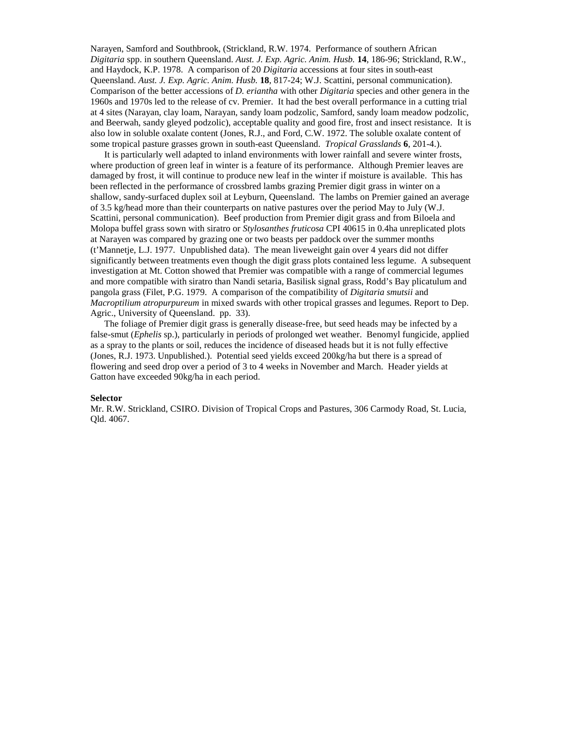Narayen, Samford and Southbrook, (Strickland, R.W. 1974. Performance of southern African *Digitaria* spp. in southern Queensland. *Aust. J. Exp. Agric. Anim. Husb.* **14**, 186-96; Strickland, R.W., and Haydock, K.P. 1978. A comparison of 20 *Digitaria* accessions at four sites in south-east Queensland. *Aust. J. Exp. Agric. Anim. Husb.* **18**, 817-24; W.J. Scattini, personal communication). Comparison of the better accessions of *D. eriantha* with other *Digitaria* species and other genera in the 1960s and 1970s led to the release of cv. Premier. It had the best overall performance in a cutting trial at 4 sites (Narayan, clay loam, Narayan, sandy loam podzolic, Samford, sandy loam meadow podzolic, and Beerwah, sandy gleyed podzolic), acceptable quality and good fire, frost and insect resistance. It is also low in soluble oxalate content (Jones, R.J., and Ford, C.W. 1972. The soluble oxalate content of some tropical pasture grasses grown in south-east Queensland. *Tropical Grasslands* **6**, 201-4.).

It is particularly well adapted to inland environments with lower rainfall and severe winter frosts, where production of green leaf in winter is a feature of its performance. Although Premier leaves are damaged by frost, it will continue to produce new leaf in the winter if moisture is available. This has been reflected in the performance of crossbred lambs grazing Premier digit grass in winter on a shallow, sandy-surfaced duplex soil at Leyburn, Queensland. The lambs on Premier gained an average of 3.5 kg/head more than their counterparts on native pastures over the period May to July (W.J. Scattini, personal communication). Beef production from Premier digit grass and from Biloela and Molopa buffel grass sown with siratro or *Stylosanthes fruticosa* CPI 40615 in 0.4ha unreplicated plots at Narayen was compared by grazing one or two beasts per paddock over the summer months (t'Mannetje, L.J. 1977. Unpublished data). The mean liveweight gain over 4 years did not differ significantly between treatments even though the digit grass plots contained less legume. A subsequent investigation at Mt. Cotton showed that Premier was compatible with a range of commercial legumes and more compatible with siratro than Nandi setaria, Basilisk signal grass, Rodd's Bay plicatulum and pangola grass (Filet, P.G. 1979. A comparison of the compatibility of *Digitaria smutsii* and *Macroptilium atropurpureum* in mixed swards with other tropical grasses and legumes. Report to Dep. Agric., University of Queensland. pp. 33).

The foliage of Premier digit grass is generally disease-free, but seed heads may be infected by a false-smut (*Ephelis* sp.), particularly in periods of prolonged wet weather. Benomyl fungicide, applied as a spray to the plants or soil, reduces the incidence of diseased heads but it is not fully effective (Jones, R.J. 1973. Unpublished.). Potential seed yields exceed 200kg/ha but there is a spread of flowering and seed drop over a period of 3 to 4 weeks in November and March. Header yields at Gatton have exceeded 90kg/ha in each period.

**Selector**

Mr. R.W. Strickland, CSIRO. Division of Tropical Crops and Pastures, 306 Carmody Road, St. Lucia, Qld. 4067.